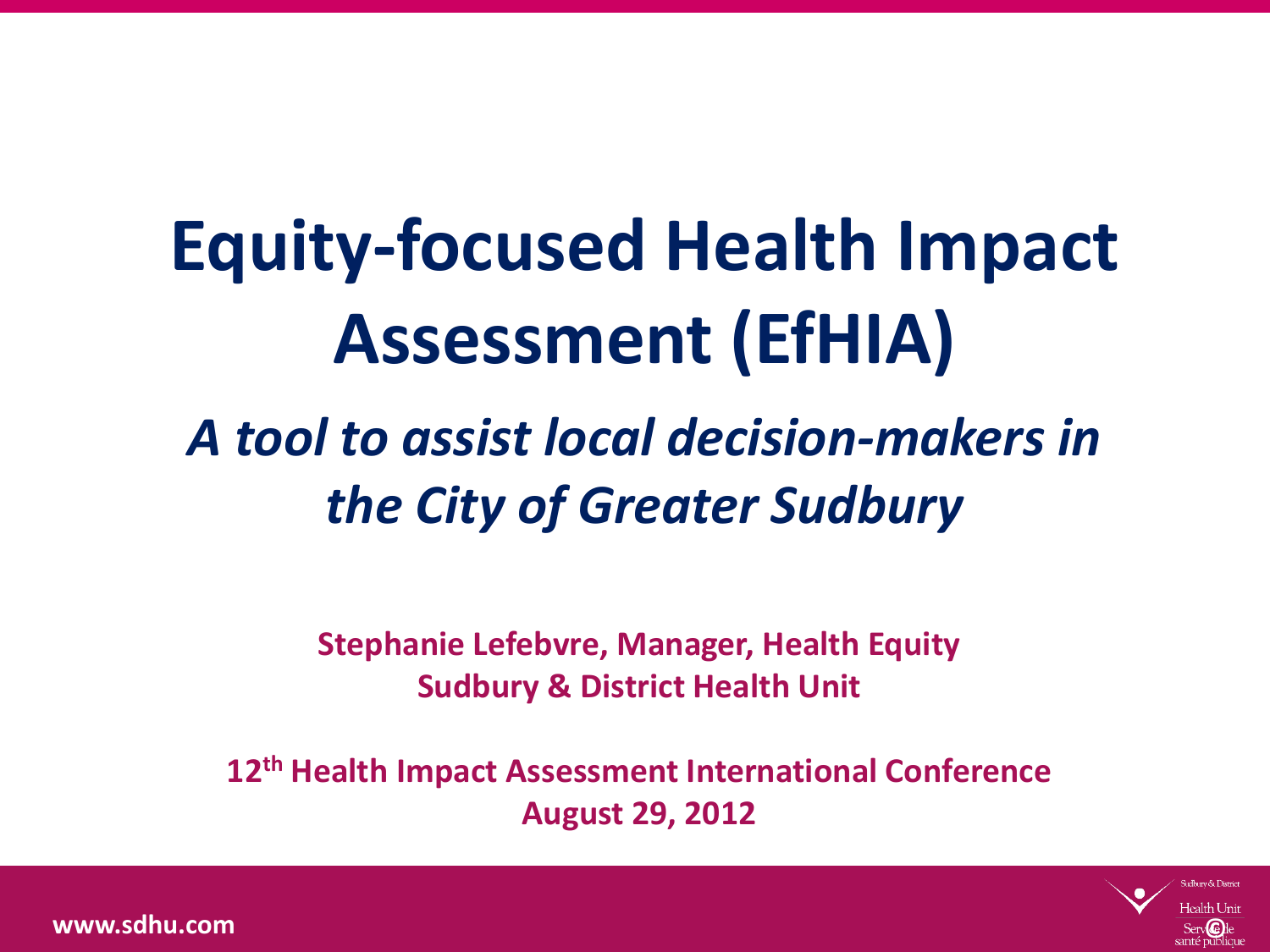# Equity-focused Health Impact Assessment (EfHIA)

## *A tool to assist local decision-makers in the City of Greater Sudbury*

**Stephanie Lefebvre, Manager, Health Equity**
**Sudbury & District Health Unit**

**12th Health Impact Assessment International Conference**
**August 29, 2012**

www.sdhu.com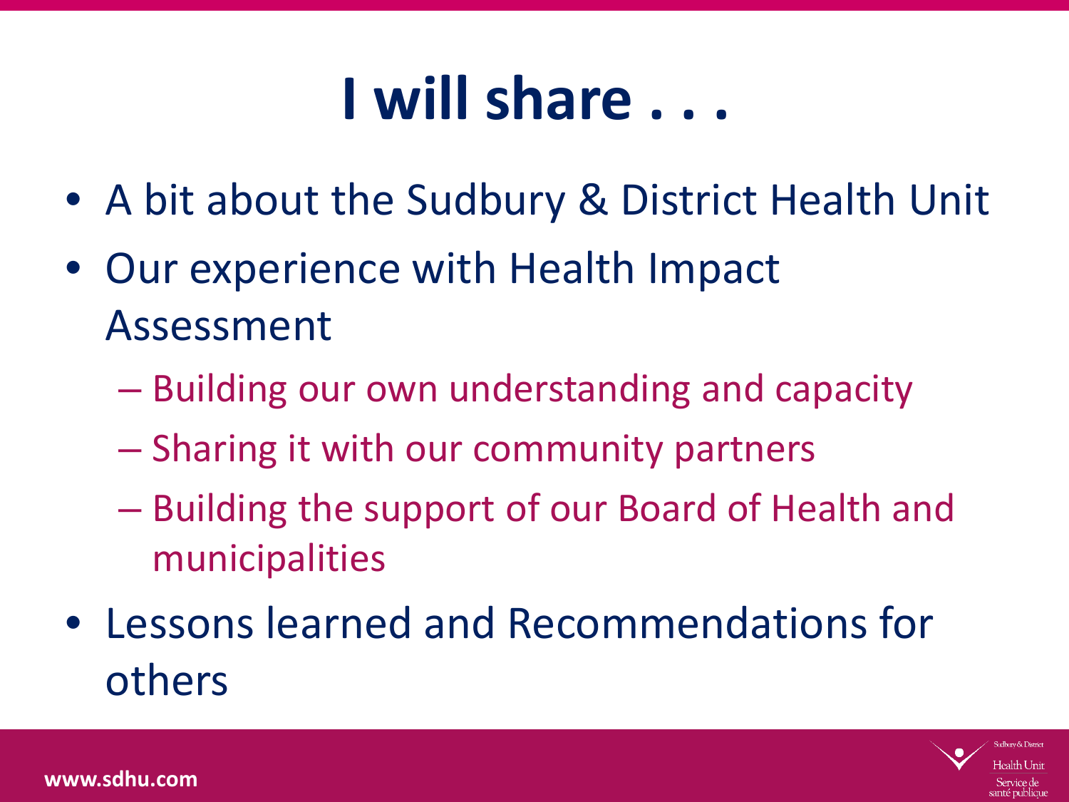# I will share . . .

- A bit about the Sudbury & District Health Unit
- Our experience with Health Impact Assessment
  - Building our own understanding and capacity
  - Sharing it with our community partners
  - Building the support of our Board of Health and municipalities
- Lessons learned and Recommendations for others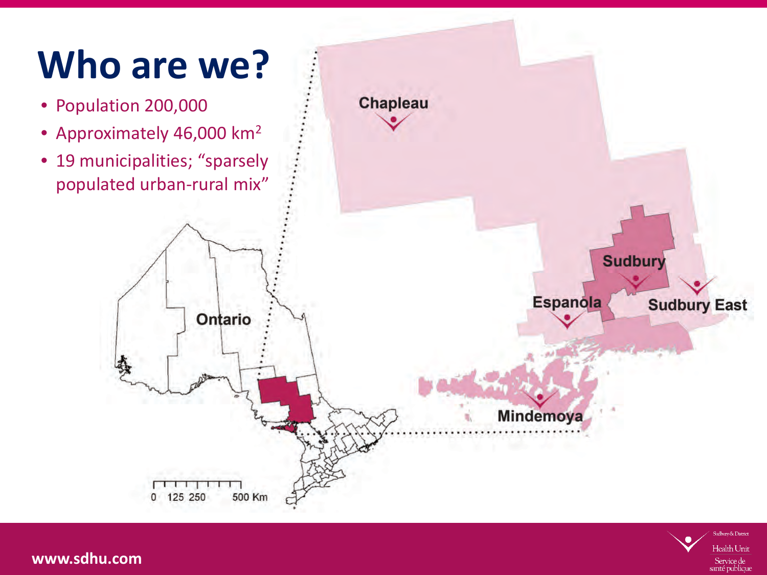# Who are we?

- Population 200,000
- Approximately 46,000 $km^2$
- 19 municipalities; “sparsely populated urban-rural mix”

Chapleau

Sudbury

Espanola

Sudbury East

Ontario

Mindemoya

0 125 250 500 Km

www.sdhu.com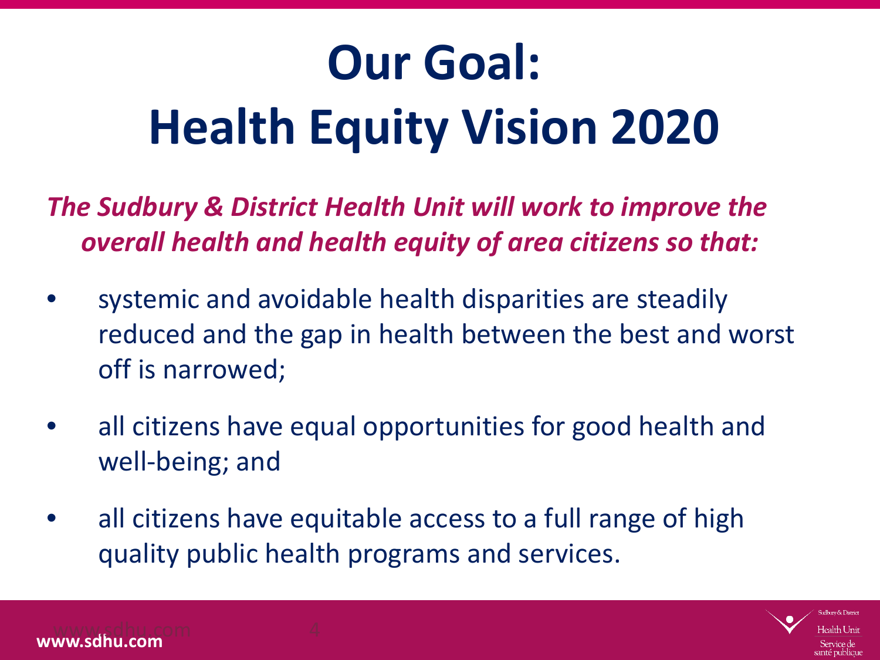# Our Goal: Health Equity Vision 2020

***The Sudbury & District Health Unit will work to improve the overall health and health equity of area citizens so that:***

- systemic and avoidable health disparities are steadily reduced and the gap in health between the best and worst off is narrowed;
- all citizens have equal opportunities for good health and well-being; and
- all citizens have equitable access to a full range of high quality public health programs and services.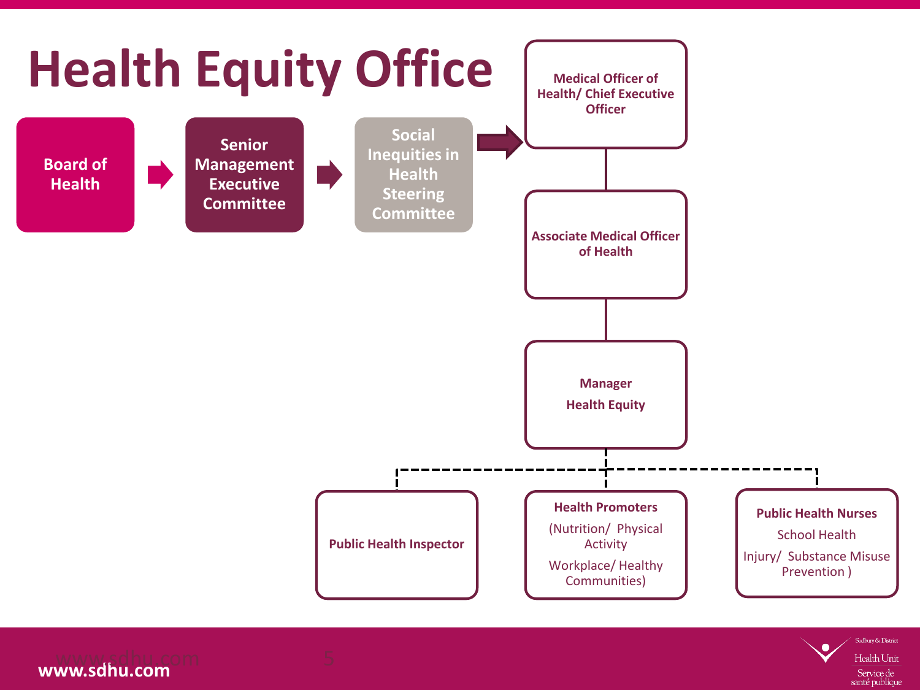# Health Equity Office

Board of Health → Senior Management Executive Committee → Social Inequities in Health Steering Committee → Medical Officer of Health/ Chief Executive Officer

- **Medical Officer of Health/ Chief Executive Officer**
  - **Associate Medical Officer of Health**
    - **Manager Health Equity**
      - **Public Health Inspector**
      - **Health Promoters** (Nutrition/ Physical Activity; Workplace/ Healthy Communities)
      - **Public Health Nurses** (School Health; Injury/ Substance Misuse Prevention)

www.sdhu.com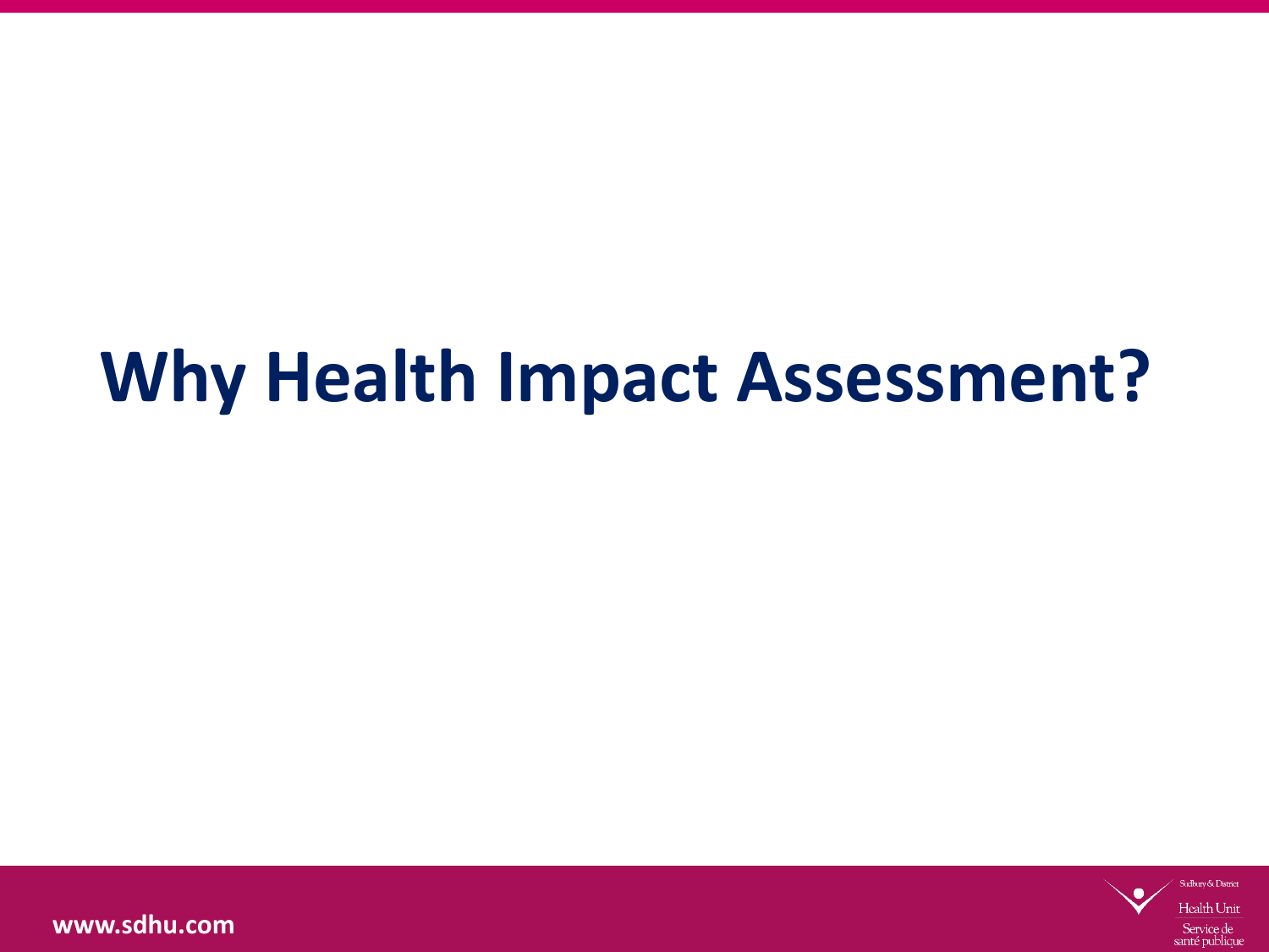# Why Health Impact Assessment?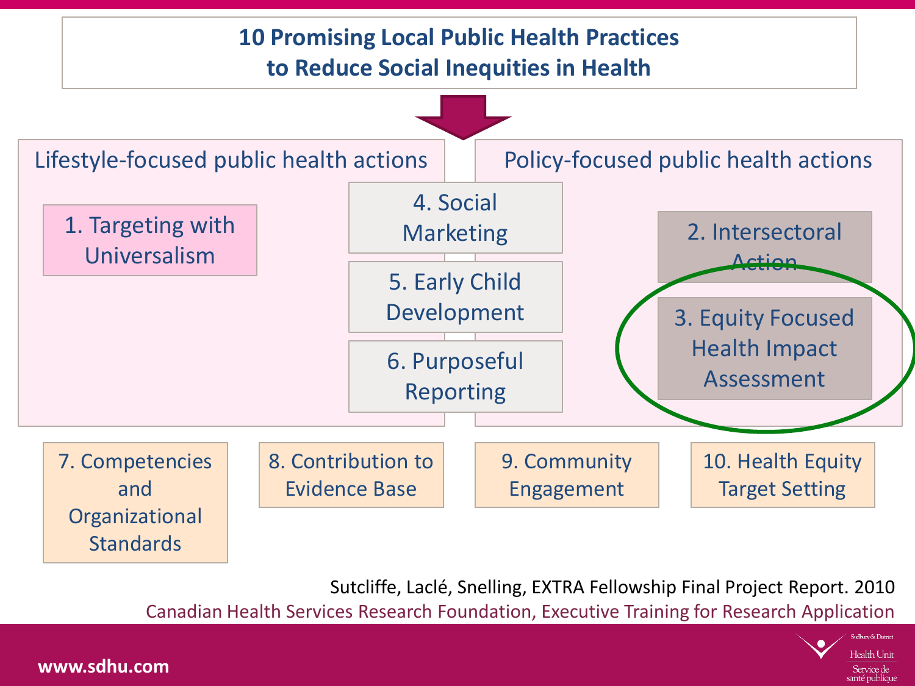# 10 Promising Local Public Health Practices to Reduce Social Inequities in Health

**Lifestyle-focused public health actions**

1. Targeting with Universalism

4. Social Marketing

5. Early Child Development

6. Purposeful Reporting

**Policy-focused public health actions**

2. Intersectoral Action

3. Equity Focused Health Impact Assessment

7. Competencies and Organizational Standards

8. Contribution to Evidence Base

9. Community Engagement

10. Health Equity Target Setting

Sutcliffe, Laclé, Snelling, EXTRA Fellowship Final Project Report. 2010

Canadian Health Services Research Foundation, Executive Training for Research Application

www.sdhu.com

Sudbury & District Health Unit | Service de santé publique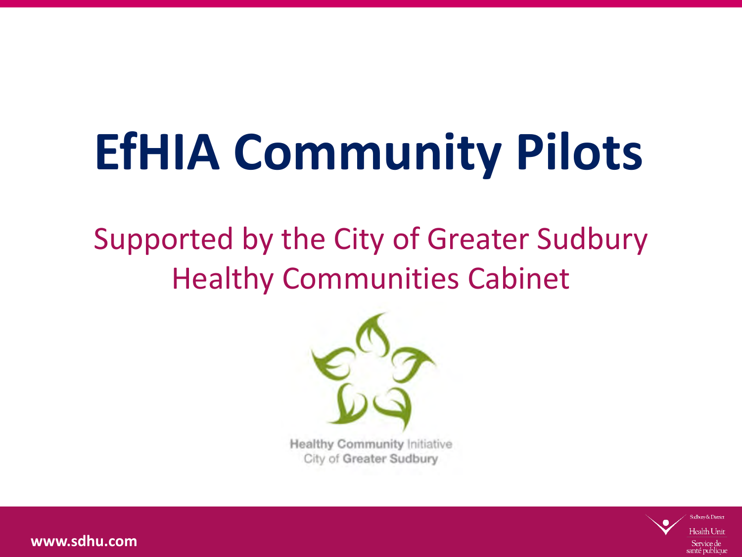# EfHIA Community Pilots

Supported by the City of Greater Sudbury Healthy Communities Cabinet

Healthy Community Initiative
City of Greater Sudbury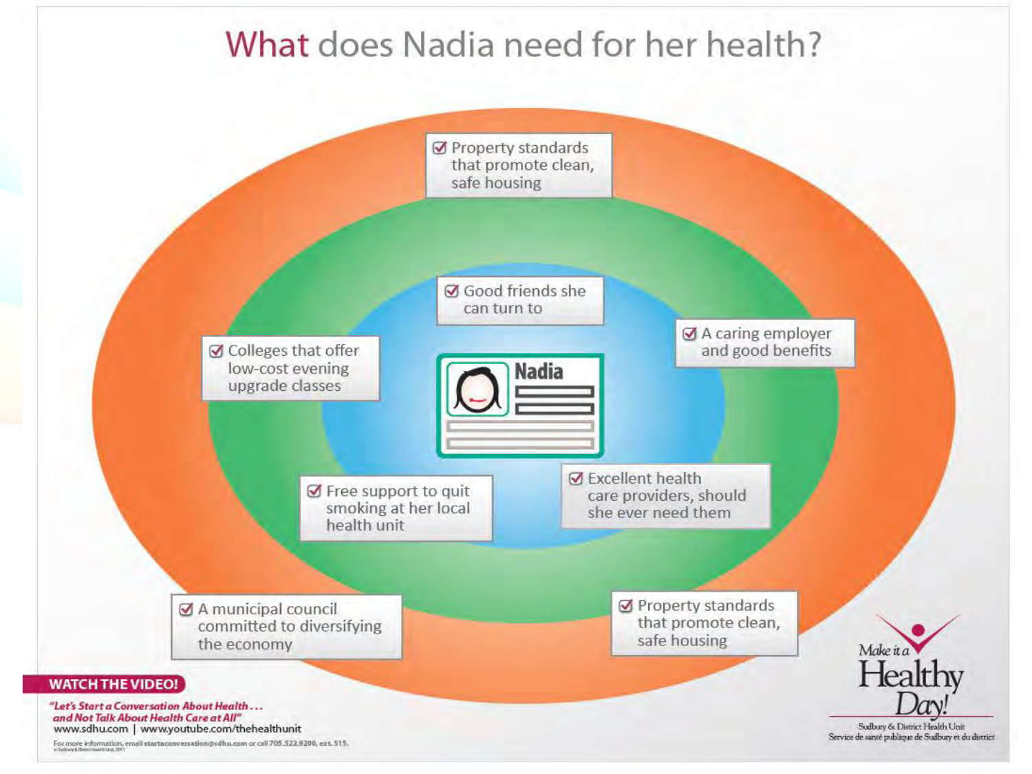# What does Nadia need for her health?

- ☑ Property standards that promote clean, safe housing
- ☑ Good friends she can turn to
- ☑ A caring employer and good benefits
- ☑ Colleges that offer low-cost evening upgrade classes
- Nadia
- ☑ Free support to quit smoking at her local health unit
- ☑ Excellent health care providers, should she ever need them
- ☑ A municipal council committed to diversifying the economy
- ☑ Property standards that promote clean, safe housing

**WATCH THE VIDEO!**

***"Let's Start a Conversation About Health . . . and Not Talk About Health Care at All"***
www.sdhu.com | www.youtube.com/thehealthunit

For more information, email startaconversation@sdhu.com or call 705.522.9200, ext. 515.

Make it a Healthy Day!
Sudbury & District Health Unit
Service de santé publique de Sudbury et du district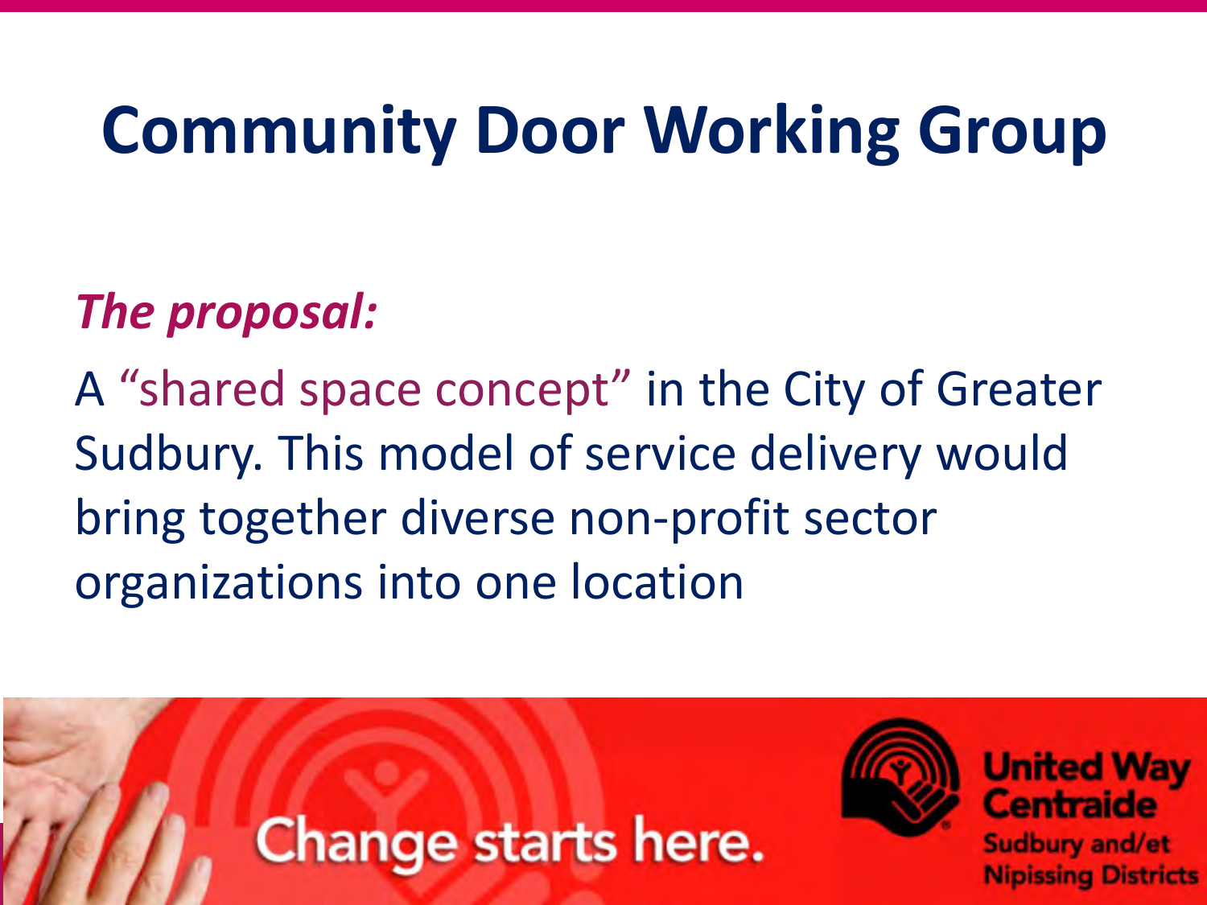# Community Door Working Group

***The proposal:***

A "shared space concept" in the City of Greater Sudbury. This model of service delivery would bring together diverse non-profit sector organizations into one location

Change starts here.

United Way Centraide Sudbury and/et Nipissing Districts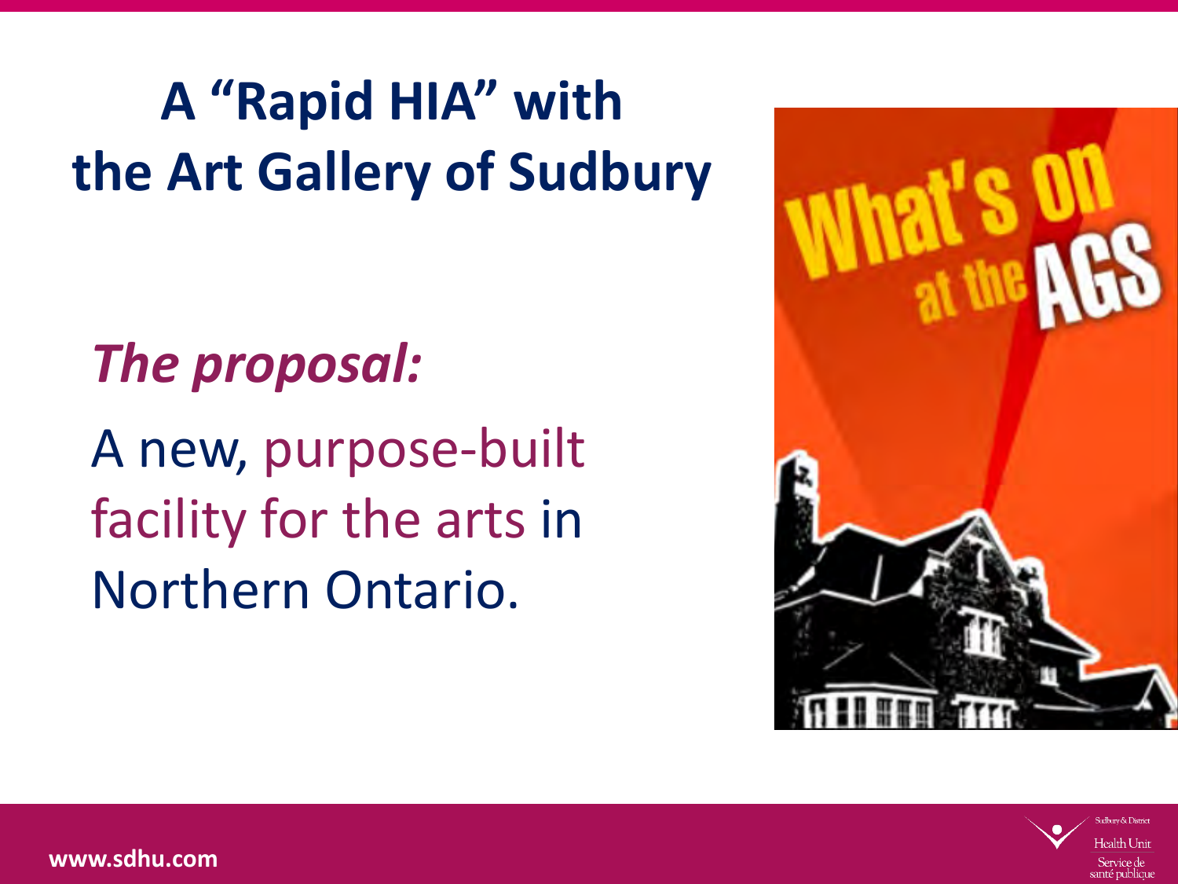# A "Rapid HIA" with the Art Gallery of Sudbury

***The proposal:***

A new, purpose-built facility for the arts in Northern Ontario.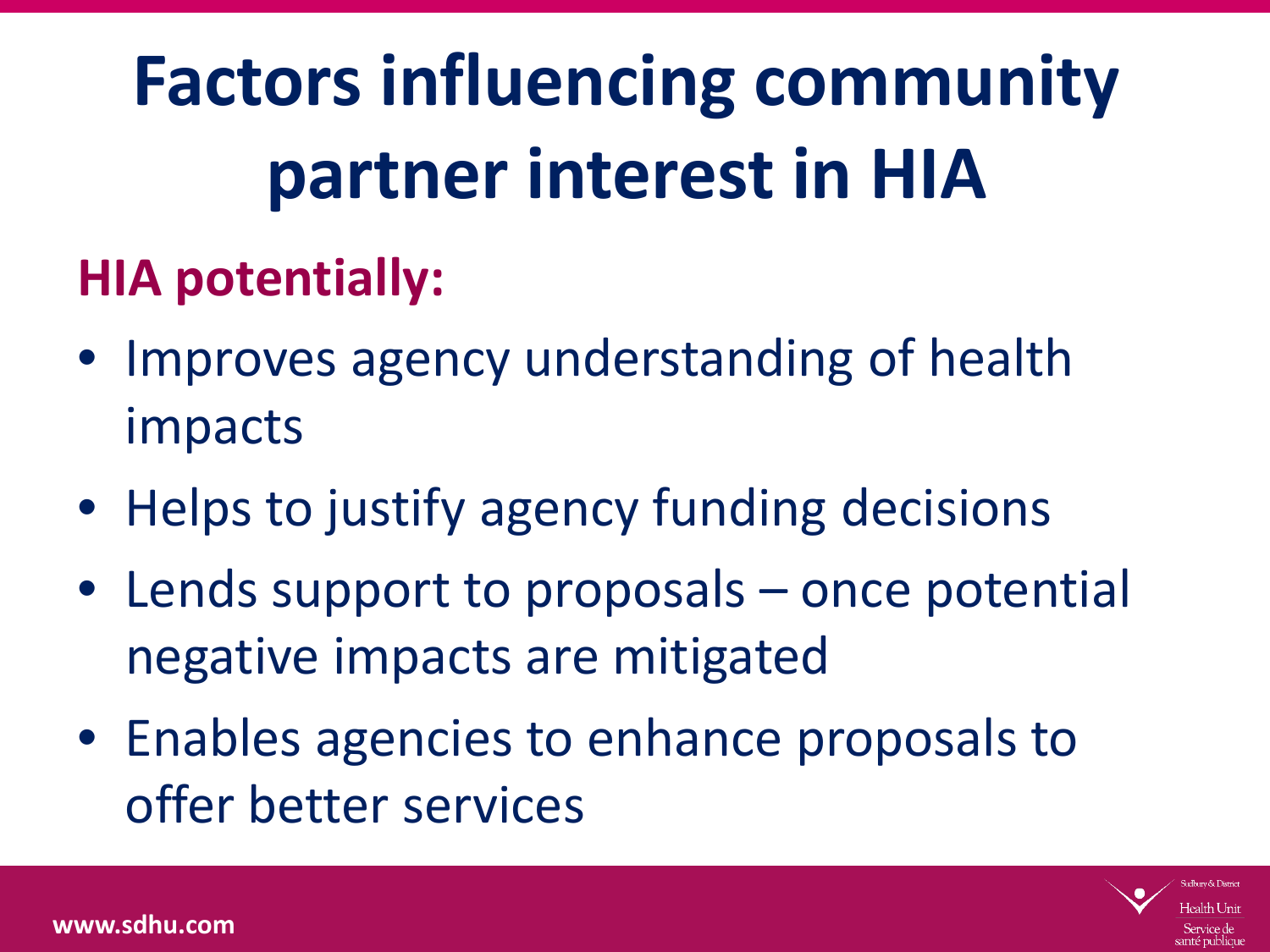# Factors influencing community partner interest in HIA

## HIA potentially:

- Improves agency understanding of health impacts
- Helps to justify agency funding decisions
- Lends support to proposals – once potential negative impacts are mitigated
- Enables agencies to enhance proposals to offer better services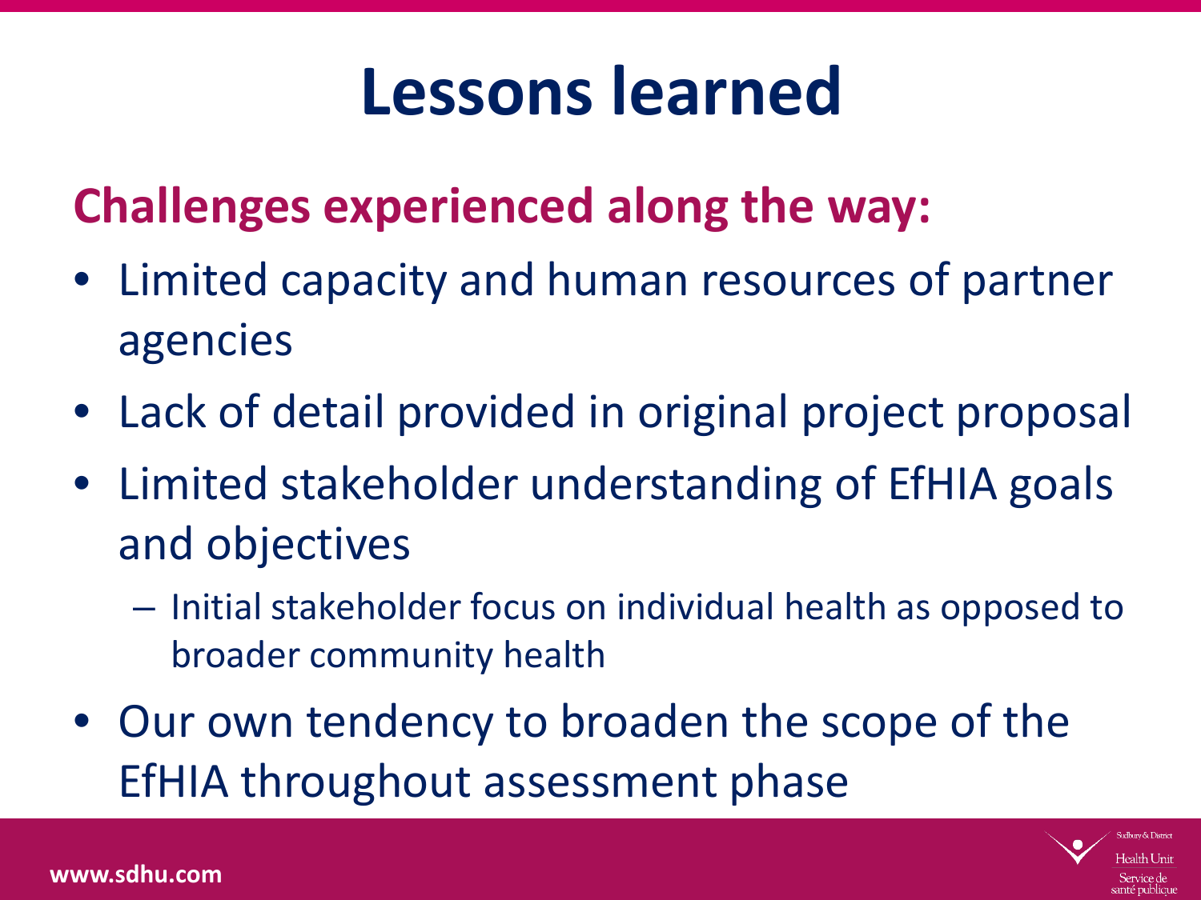# Lessons learned

## Challenges experienced along the way:

- Limited capacity and human resources of partner agencies
- Lack of detail provided in original project proposal
- Limited stakeholder understanding of EfHIA goals and objectives
  - Initial stakeholder focus on individual health as opposed to broader community health
- Our own tendency to broaden the scope of the EfHIA throughout assessment phase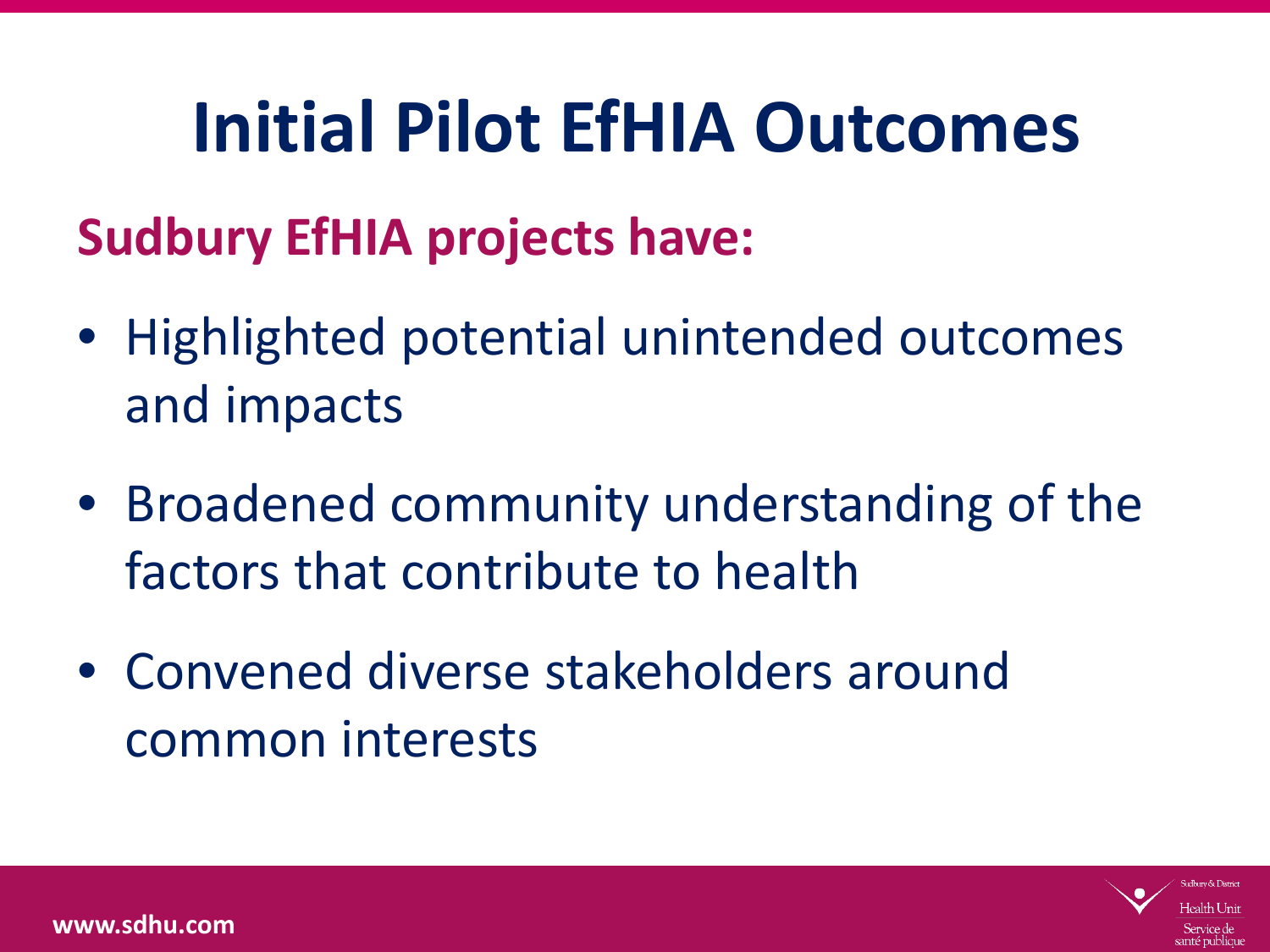# Initial Pilot EfHIA Outcomes

## Sudbury EfHIA projects have:

- Highlighted potential unintended outcomes and impacts
- Broadened community understanding of the factors that contribute to health
- Convened diverse stakeholders around common interests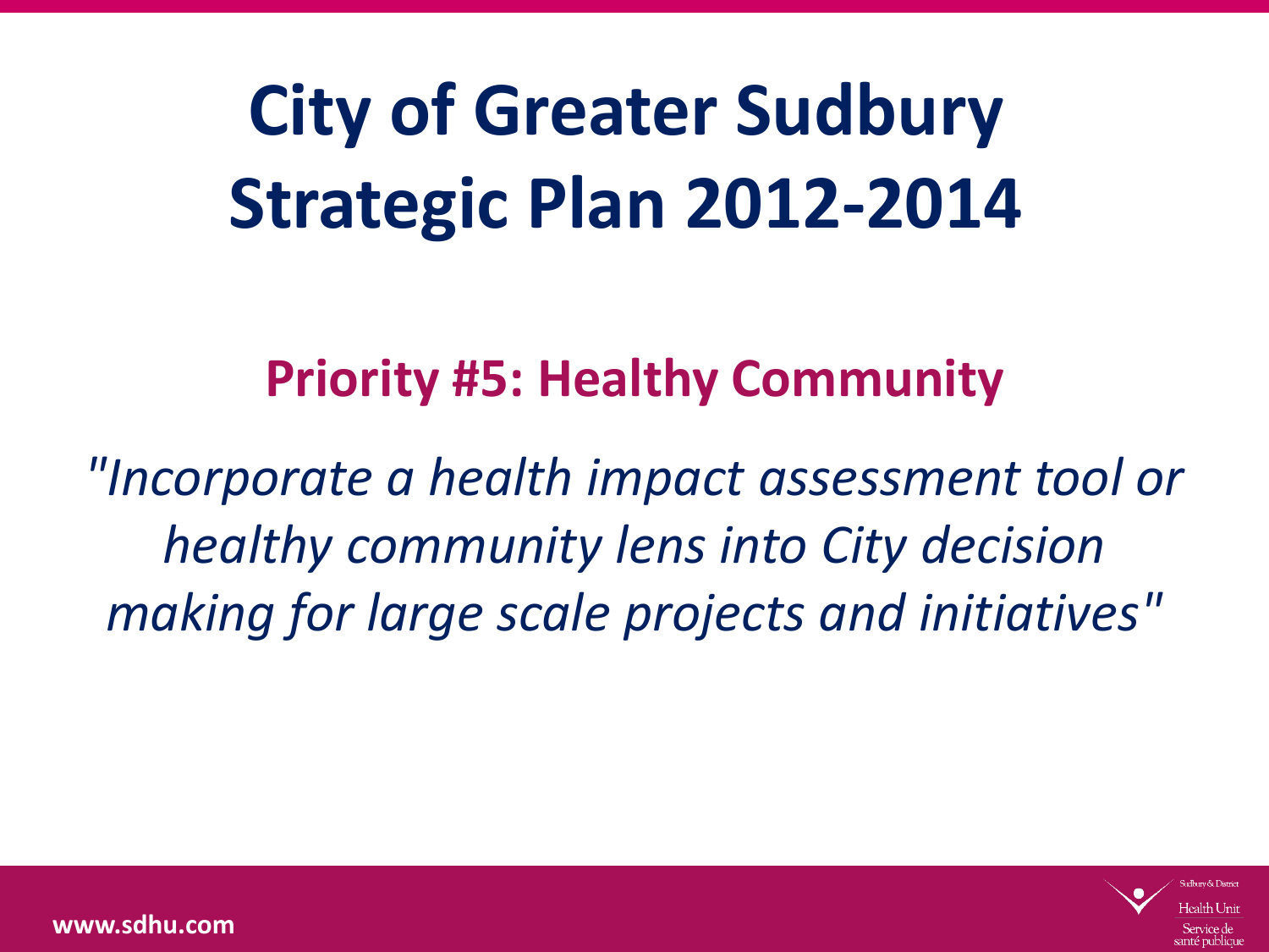# City of Greater Sudbury Strategic Plan 2012-2014

## Priority #5: Healthy Community

*"Incorporate a health impact assessment tool or healthy community lens into City decision making for large scale projects and initiatives"*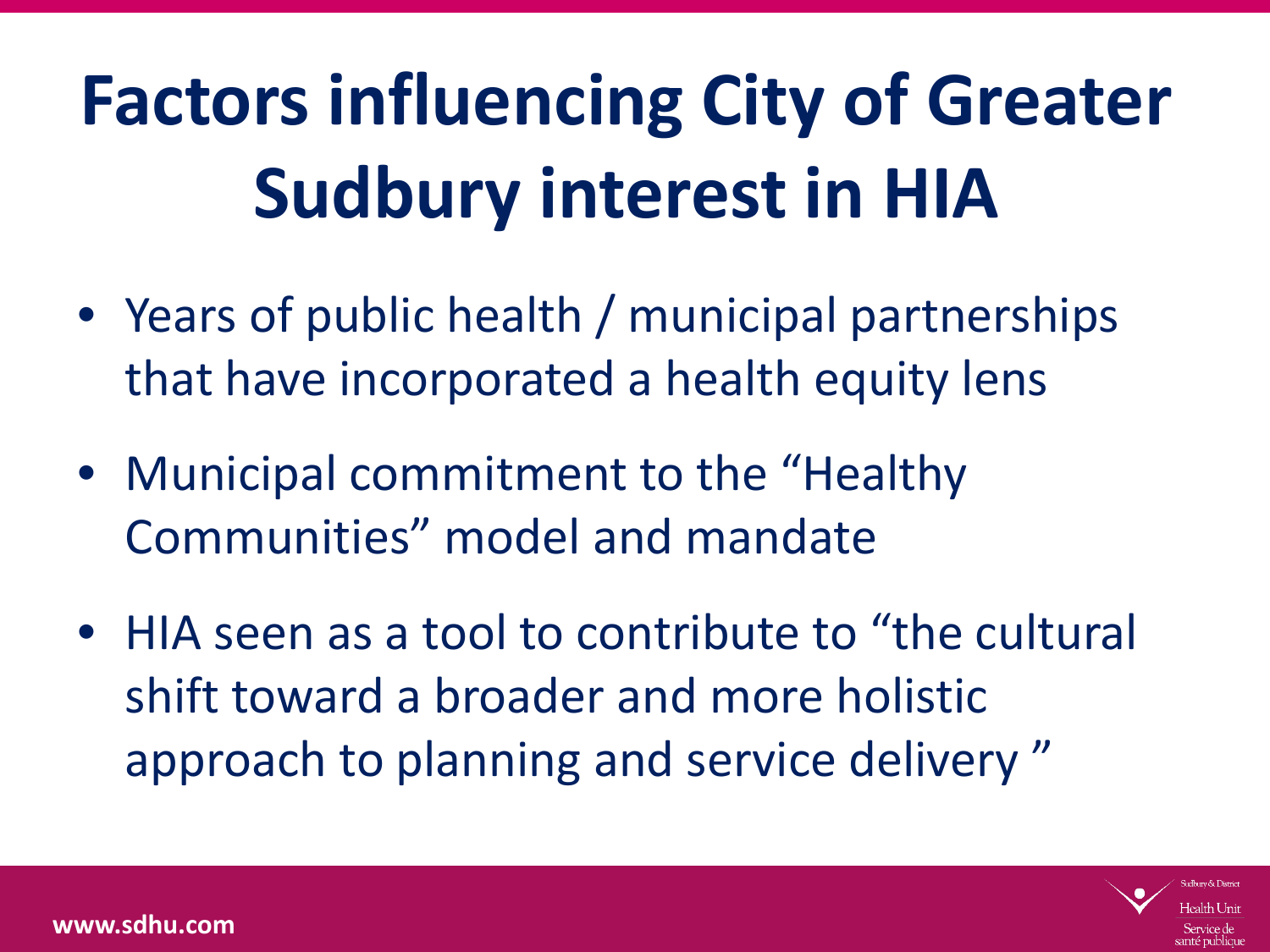# Factors influencing City of Greater Sudbury interest in HIA

- Years of public health / municipal partnerships that have incorporated a health equity lens
- Municipal commitment to the "Healthy Communities" model and mandate
- HIA seen as a tool to contribute to "the cultural shift toward a broader and more holistic approach to planning and service delivery "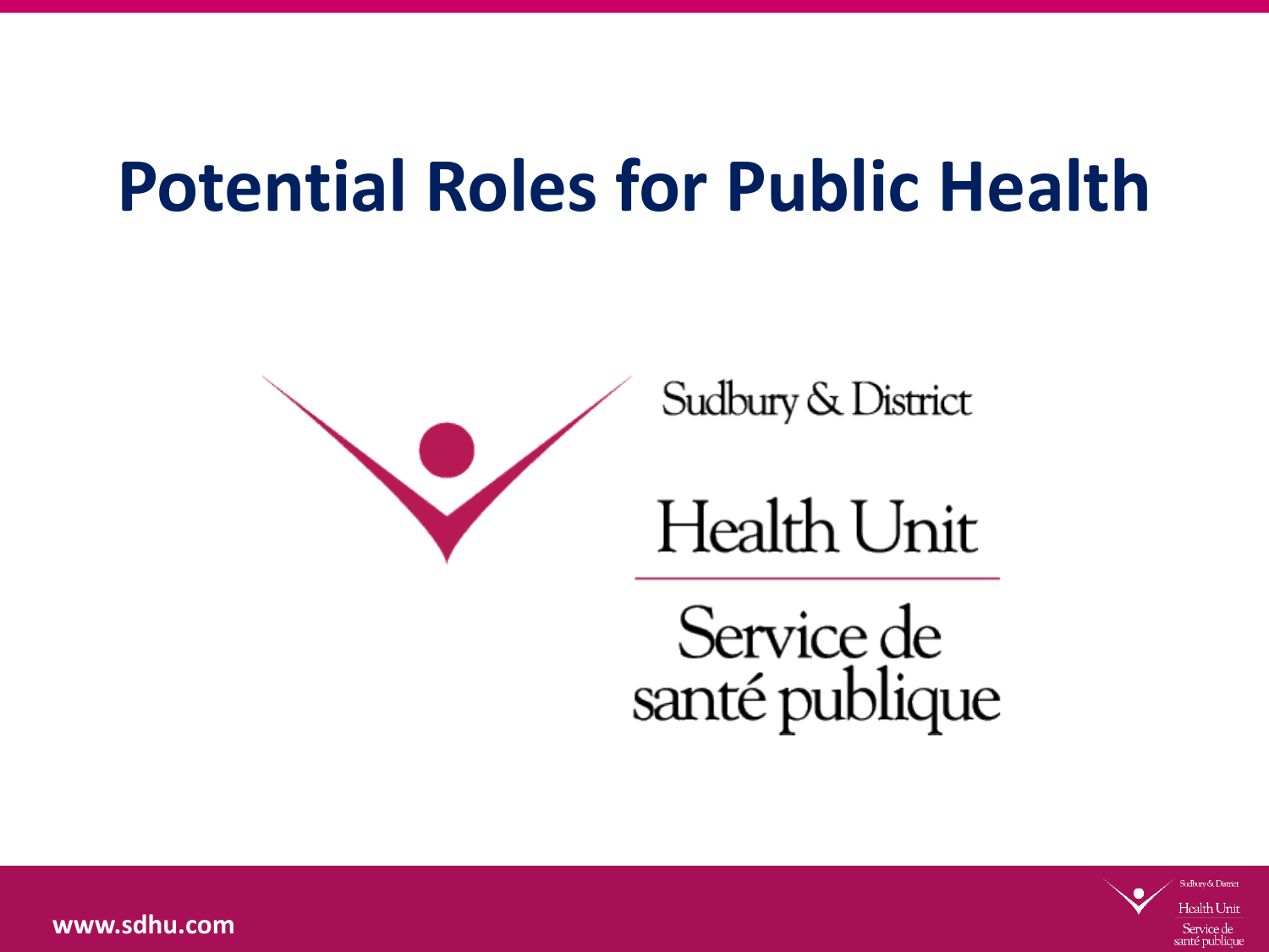# Potential Roles for Public Health

Sudbury & District

Health Unit

Service de santé publique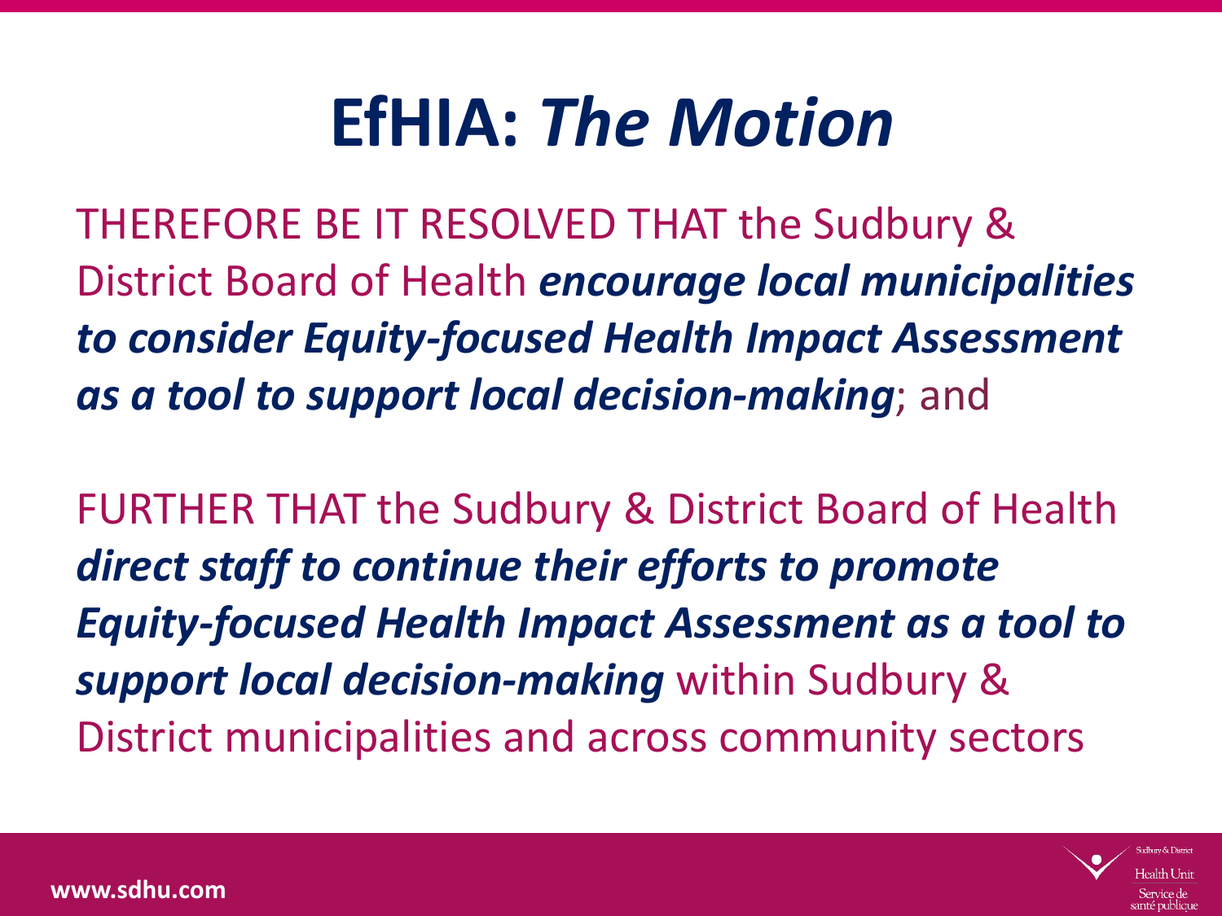# EfHIA: *The Motion*

THEREFORE BE IT RESOLVED THAT the Sudbury & District Board of Health ***encourage local municipalities to consider Equity-focused Health Impact Assessment as a tool to support local decision-making***; and

FURTHER THAT the Sudbury & District Board of Health ***direct staff to continue their efforts to promote Equity-focused Health Impact Assessment as a tool to support local decision-making*** within Sudbury & District municipalities and across community sectors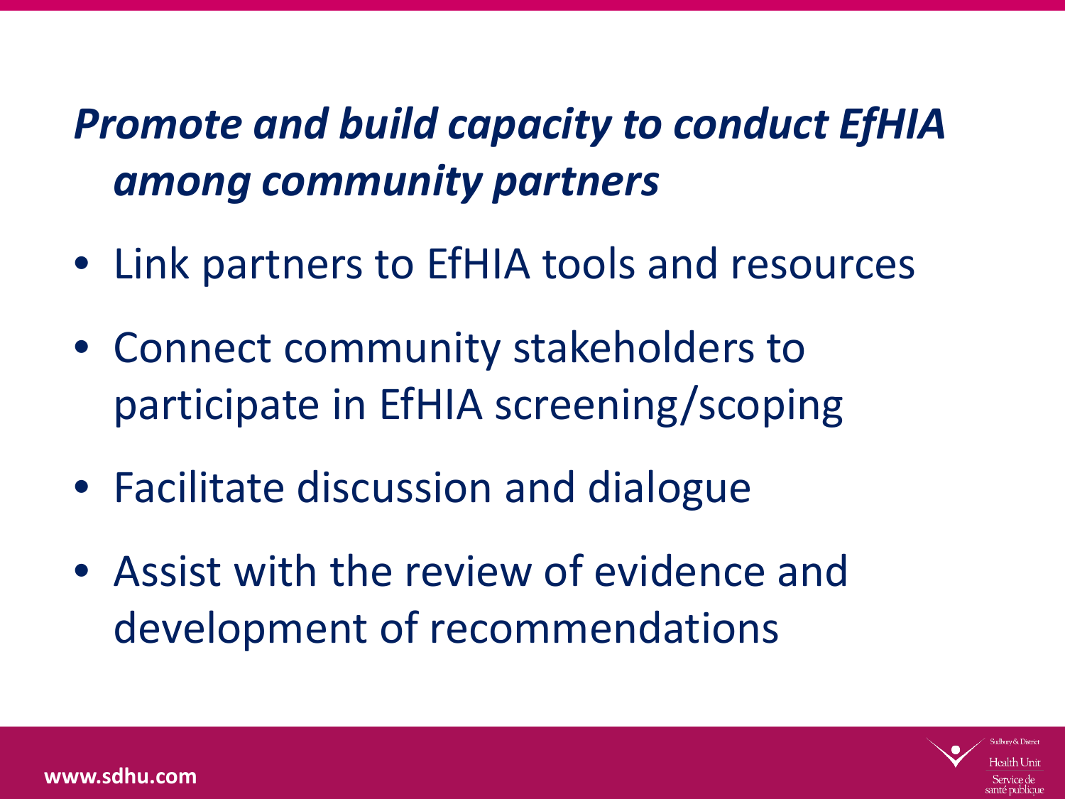## *Promote and build capacity to conduct EfHIA among community partners*

- Link partners to EfHIA tools and resources
- Connect community stakeholders to participate in EfHIA screening/scoping
- Facilitate discussion and dialogue
- Assist with the review of evidence and development of recommendations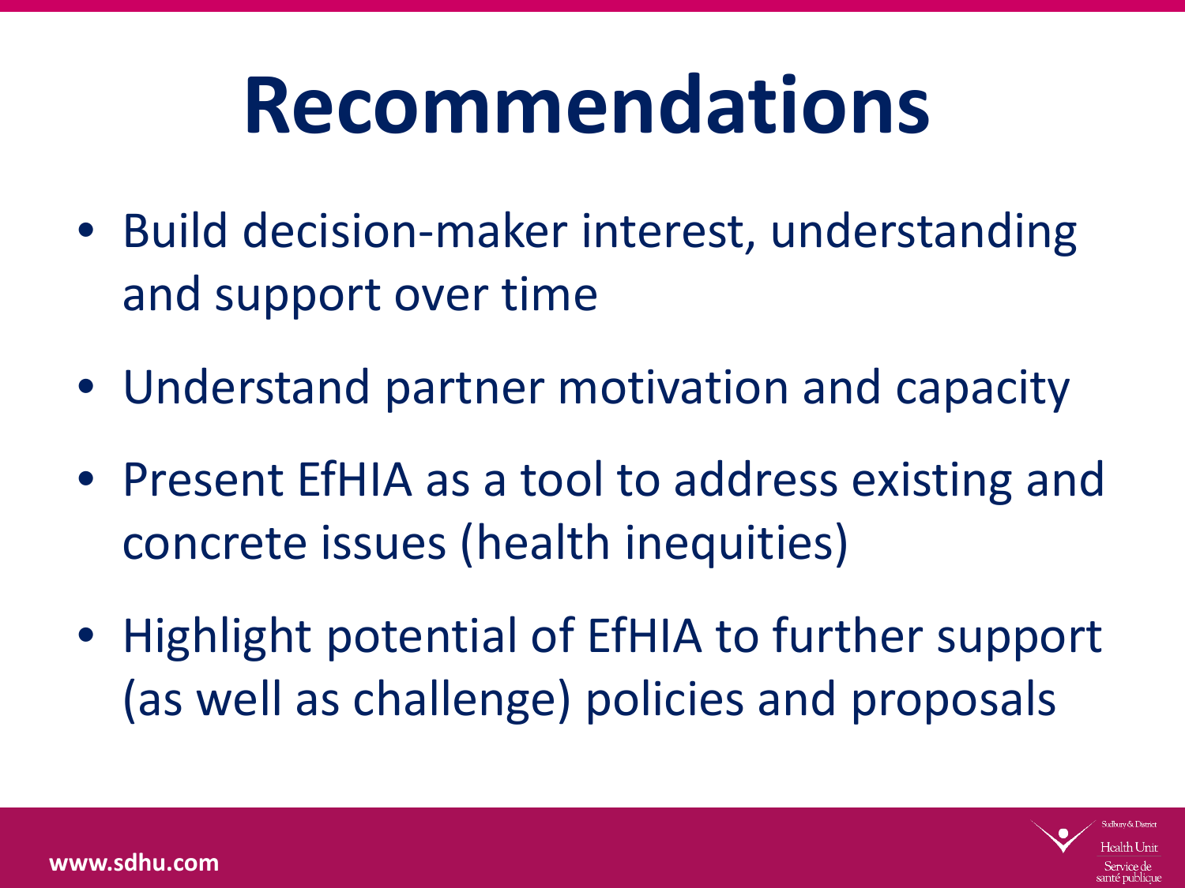# Recommendations

- Build decision-maker interest, understanding and support over time
- Understand partner motivation and capacity
- Present EfHIA as a tool to address existing and concrete issues (health inequities)
- Highlight potential of EfHIA to further support (as well as challenge) policies and proposals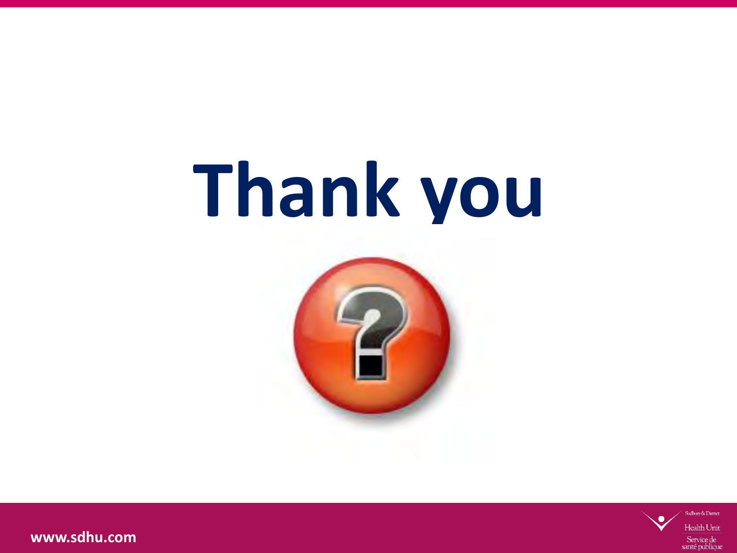# Thank you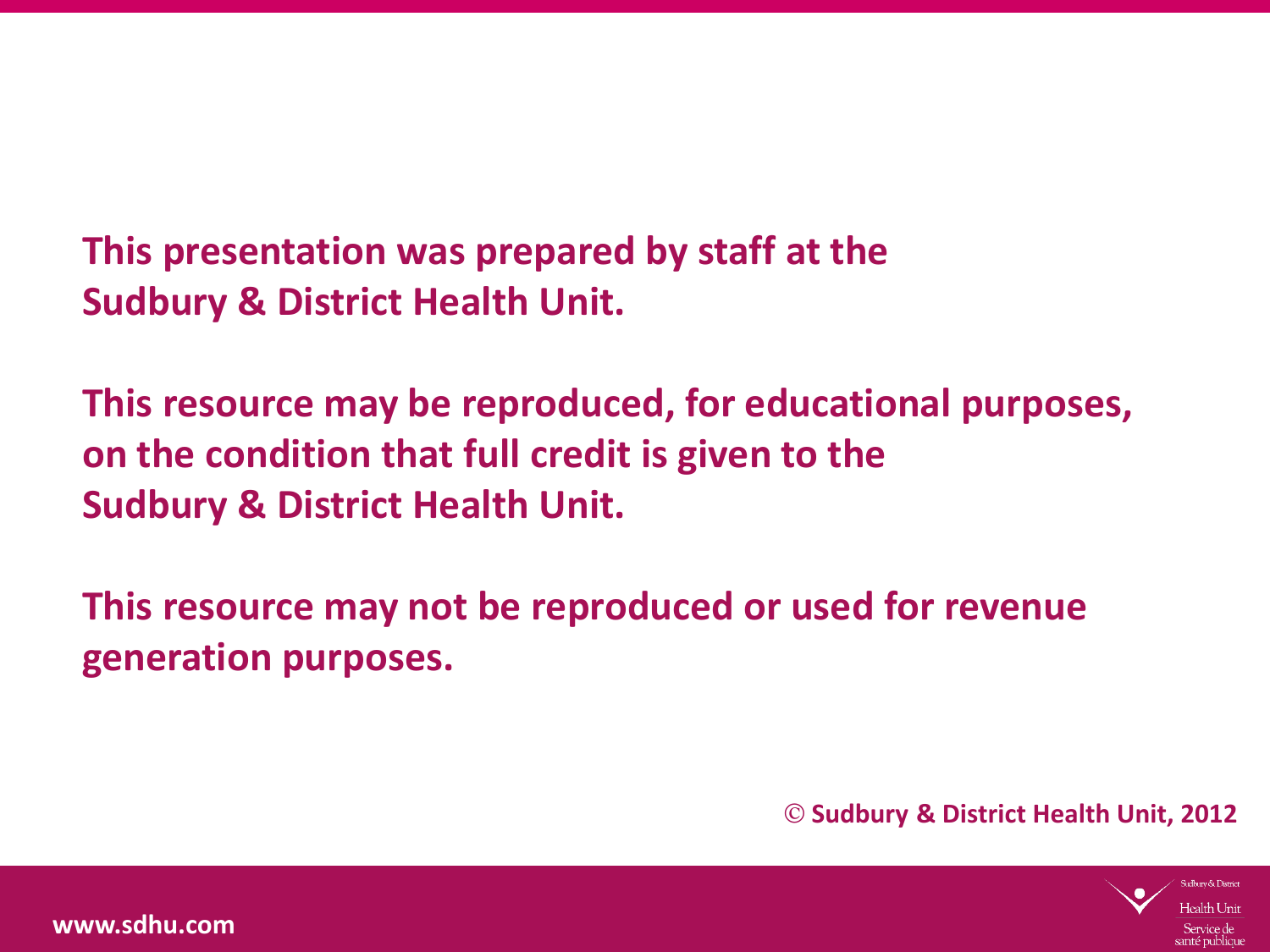**This presentation was prepared by staff at the Sudbury & District Health Unit.**

**This resource may be reproduced, for educational purposes, on the condition that full credit is given to the Sudbury & District Health Unit.**

**This resource may not be reproduced or used for revenue generation purposes.**

**© Sudbury & District Health Unit, 2012**

**www.sdhu.com**

Sudbury & District Health Unit
Service de santé publique